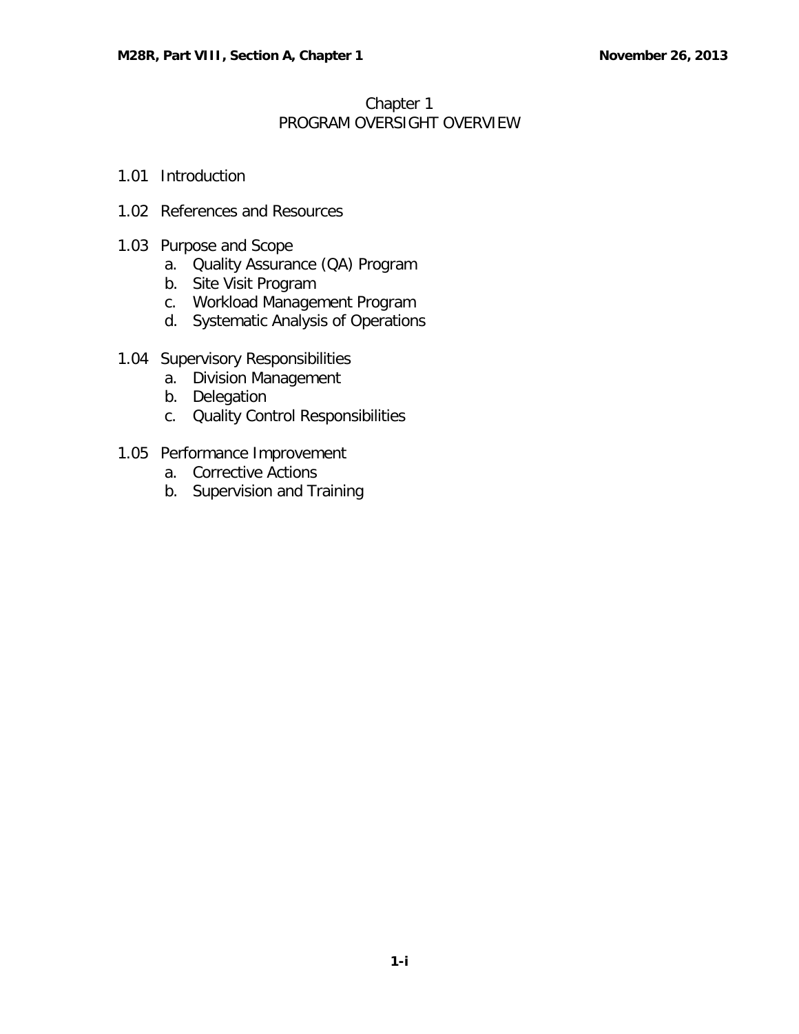# Chapter 1
## PROGRAM OVERSIGHT OVERVIEW

1.01 Introduction

1.02 References and Resources

1.03 Purpose and Scope
- a. Quality Assurance (QA) Program
- b. Site Visit Program
- c. Workload Management Program
- d. Systematic Analysis of Operations

1.04 Supervisory Responsibilities
- a. Division Management
- b. Delegation
- c. Quality Control Responsibilities

1.05 Performance Improvement
- a. Corrective Actions
- b. Supervision and Training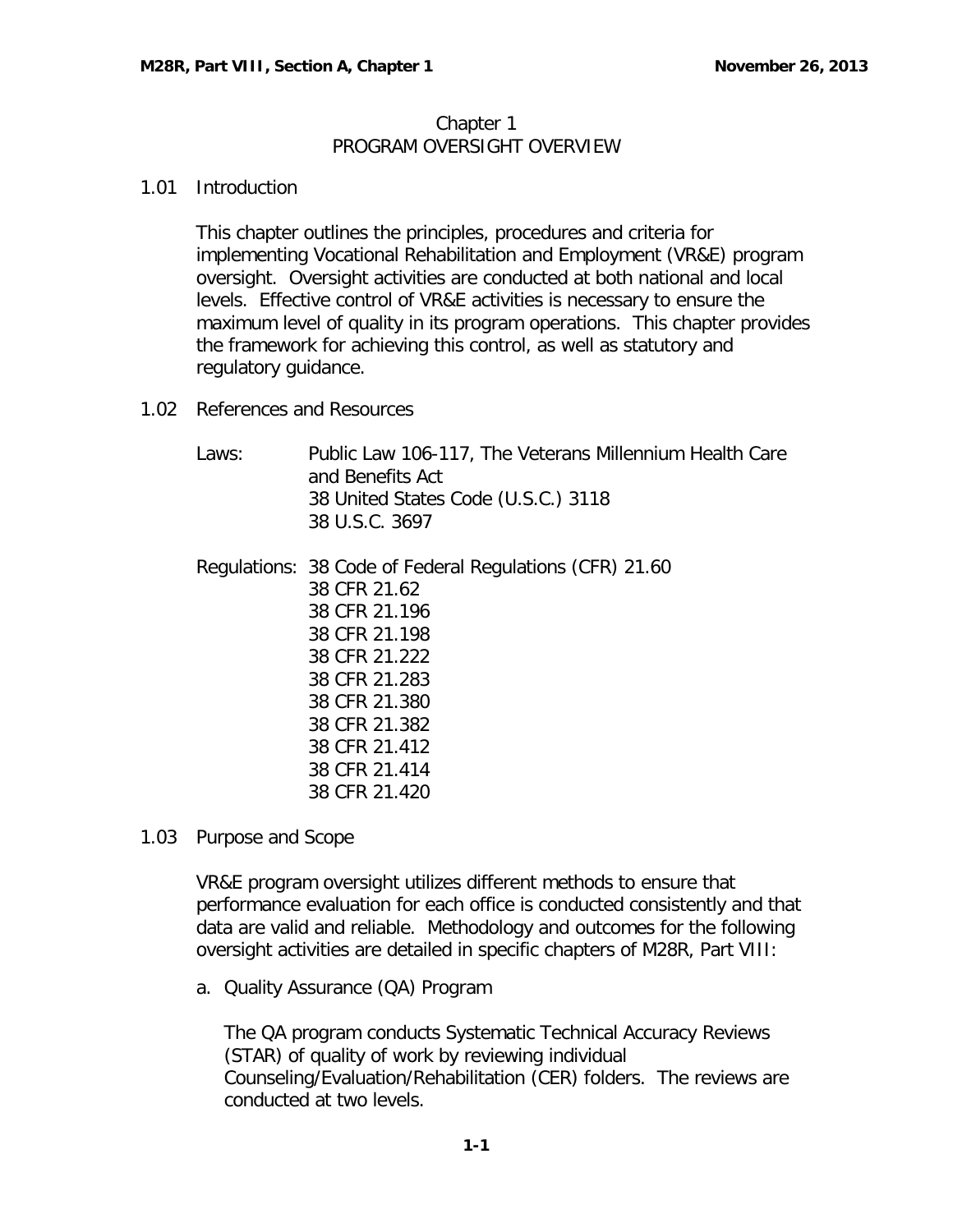# Chapter 1
## PROGRAM OVERSIGHT OVERVIEW

### 1.01 Introduction

This chapter outlines the principles, procedures and criteria for implementing Vocational Rehabilitation and Employment (VR&E) program oversight. Oversight activities are conducted at both national and local levels. Effective control of VR&E activities is necessary to ensure the maximum level of quality in its program operations. This chapter provides the framework for achieving this control, as well as statutory and regulatory guidance.

### 1.02 References and Resources

Laws: Public Law 106-117, The Veterans Millennium Health Care and Benefits Act
38 United States Code (U.S.C.) 3118
38 U.S.C. 3697

Regulations: 38 Code of Federal Regulations (CFR) 21.60
38 CFR 21.62
38 CFR 21.196
38 CFR 21.198
38 CFR 21.222
38 CFR 21.283
38 CFR 21.380
38 CFR 21.382
38 CFR 21.412
38 CFR 21.414
38 CFR 21.420

### 1.03 Purpose and Scope

VR&E program oversight utilizes different methods to ensure that performance evaluation for each office is conducted consistently and that data are valid and reliable. Methodology and outcomes for the following oversight activities are detailed in specific chapters of M28R, Part VIII:

a. Quality Assurance (QA) Program

The QA program conducts Systematic Technical Accuracy Reviews (STAR) of quality of work by reviewing individual Counseling/Evaluation/Rehabilitation (CER) folders. The reviews are conducted at two levels.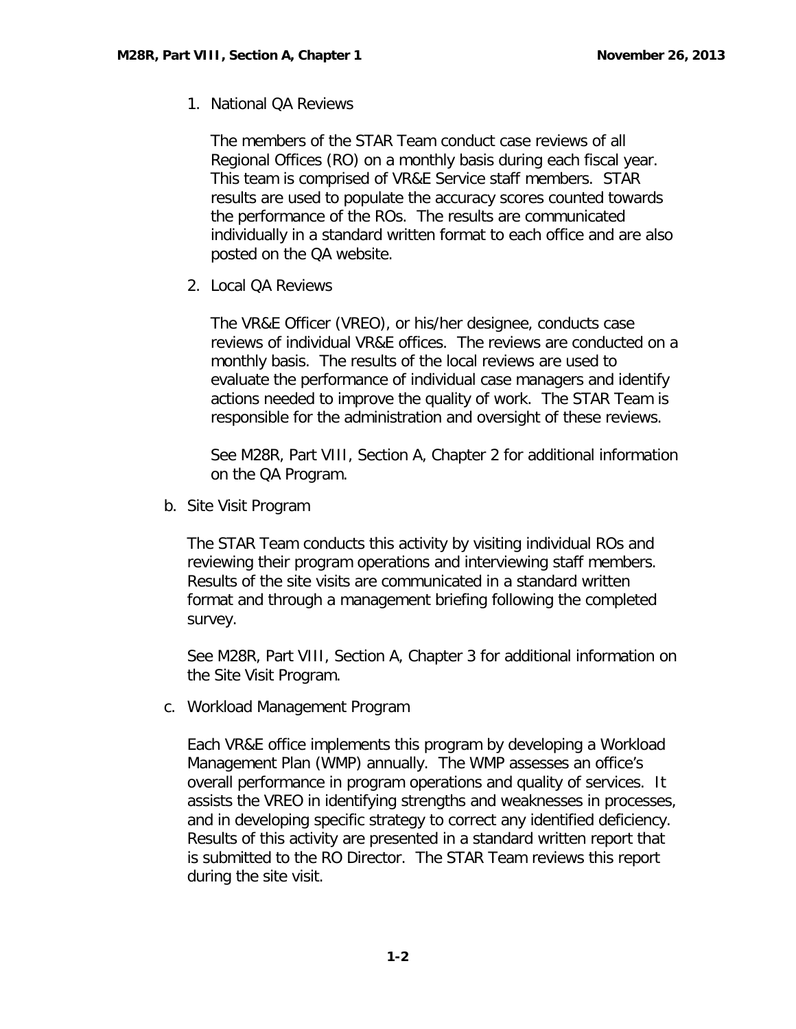1. National QA Reviews

   The members of the STAR Team conduct case reviews of all Regional Offices (RO) on a monthly basis during each fiscal year. This team is comprised of VR&E Service staff members. STAR results are used to populate the accuracy scores counted towards the performance of the ROs. The results are communicated individually in a standard written format to each office and are also posted on the QA website.

2. Local QA Reviews

   The VR&E Officer (VREO), or his/her designee, conducts case reviews of individual VR&E offices. The reviews are conducted on a monthly basis. The results of the local reviews are used to evaluate the performance of individual case managers and identify actions needed to improve the quality of work. The STAR Team is responsible for the administration and oversight of these reviews.

   See M28R, Part VIII, Section A, Chapter 2 for additional information on the QA Program.

b. Site Visit Program

   The STAR Team conducts this activity by visiting individual ROs and reviewing their program operations and interviewing staff members. Results of the site visits are communicated in a standard written format and through a management briefing following the completed survey.

   See M28R, Part VIII, Section A, Chapter 3 for additional information on the Site Visit Program.

c. Workload Management Program

   Each VR&E office implements this program by developing a Workload Management Plan (WMP) annually. The WMP assesses an office's overall performance in program operations and quality of services. It assists the VREO in identifying strengths and weaknesses in processes, and in developing specific strategy to correct any identified deficiency. Results of this activity are presented in a standard written report that is submitted to the RO Director. The STAR Team reviews this report during the site visit.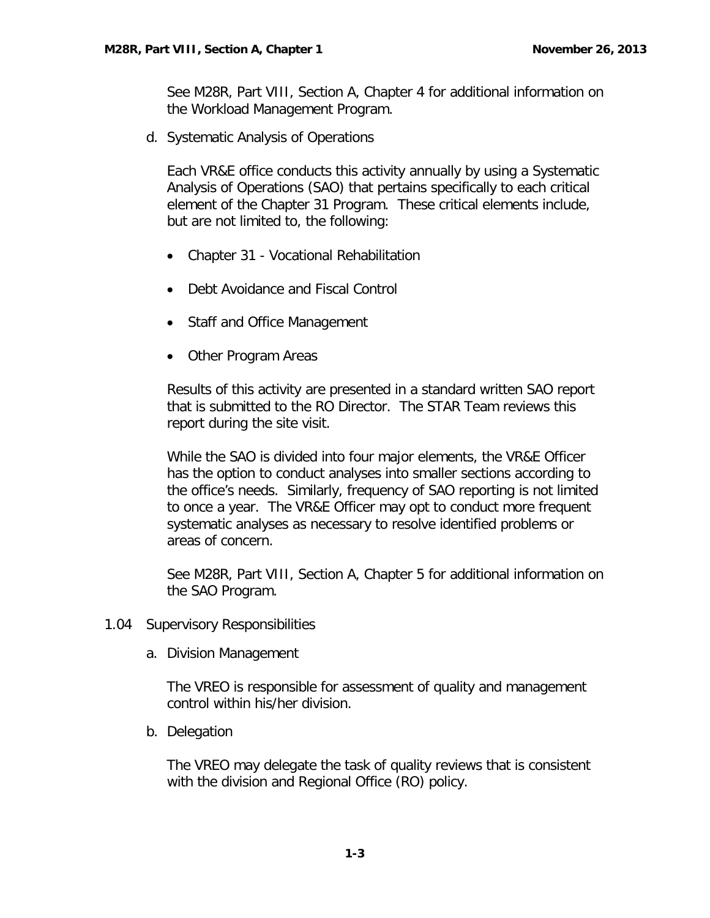See M28R, Part VIII, Section A, Chapter 4 for additional information on the Workload Management Program.

d. Systematic Analysis of Operations

Each VR&E office conducts this activity annually by using a Systematic Analysis of Operations (SAO) that pertains specifically to each critical element of the Chapter 31 Program. These critical elements include, but are not limited to, the following:

- Chapter 31 - Vocational Rehabilitation
- Debt Avoidance and Fiscal Control
- Staff and Office Management
- Other Program Areas

Results of this activity are presented in a standard written SAO report that is submitted to the RO Director. The STAR Team reviews this report during the site visit.

While the SAO is divided into four major elements, the VR&E Officer has the option to conduct analyses into smaller sections according to the office's needs. Similarly, frequency of SAO reporting is not limited to once a year. The VR&E Officer may opt to conduct more frequent systematic analyses as necessary to resolve identified problems or areas of concern.

See M28R, Part VIII, Section A, Chapter 5 for additional information on the SAO Program.

## 1.04 Supervisory Responsibilities

a. Division Management

The VREO is responsible for assessment of quality and management control within his/her division.

b. Delegation

The VREO may delegate the task of quality reviews that is consistent with the division and Regional Office (RO) policy.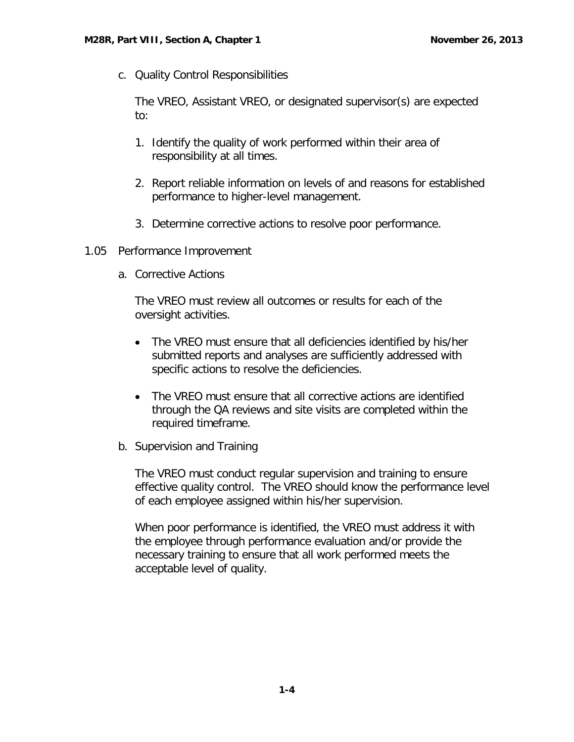c. Quality Control Responsibilities

The VREO, Assistant VREO, or designated supervisor(s) are expected to:

1. Identify the quality of work performed within their area of responsibility at all times.

2. Report reliable information on levels of and reasons for established performance to higher-level management.

3. Determine corrective actions to resolve poor performance.

## 1.05 Performance Improvement

a. Corrective Actions

The VREO must review all outcomes or results for each of the oversight activities.

- The VREO must ensure that all deficiencies identified by his/her submitted reports and analyses are sufficiently addressed with specific actions to resolve the deficiencies.

- The VREO must ensure that all corrective actions are identified through the QA reviews and site visits are completed within the required timeframe.

b. Supervision and Training

The VREO must conduct regular supervision and training to ensure effective quality control. The VREO should know the performance level of each employee assigned within his/her supervision.

When poor performance is identified, the VREO must address it with the employee through performance evaluation and/or provide the necessary training to ensure that all work performed meets the acceptable level of quality.